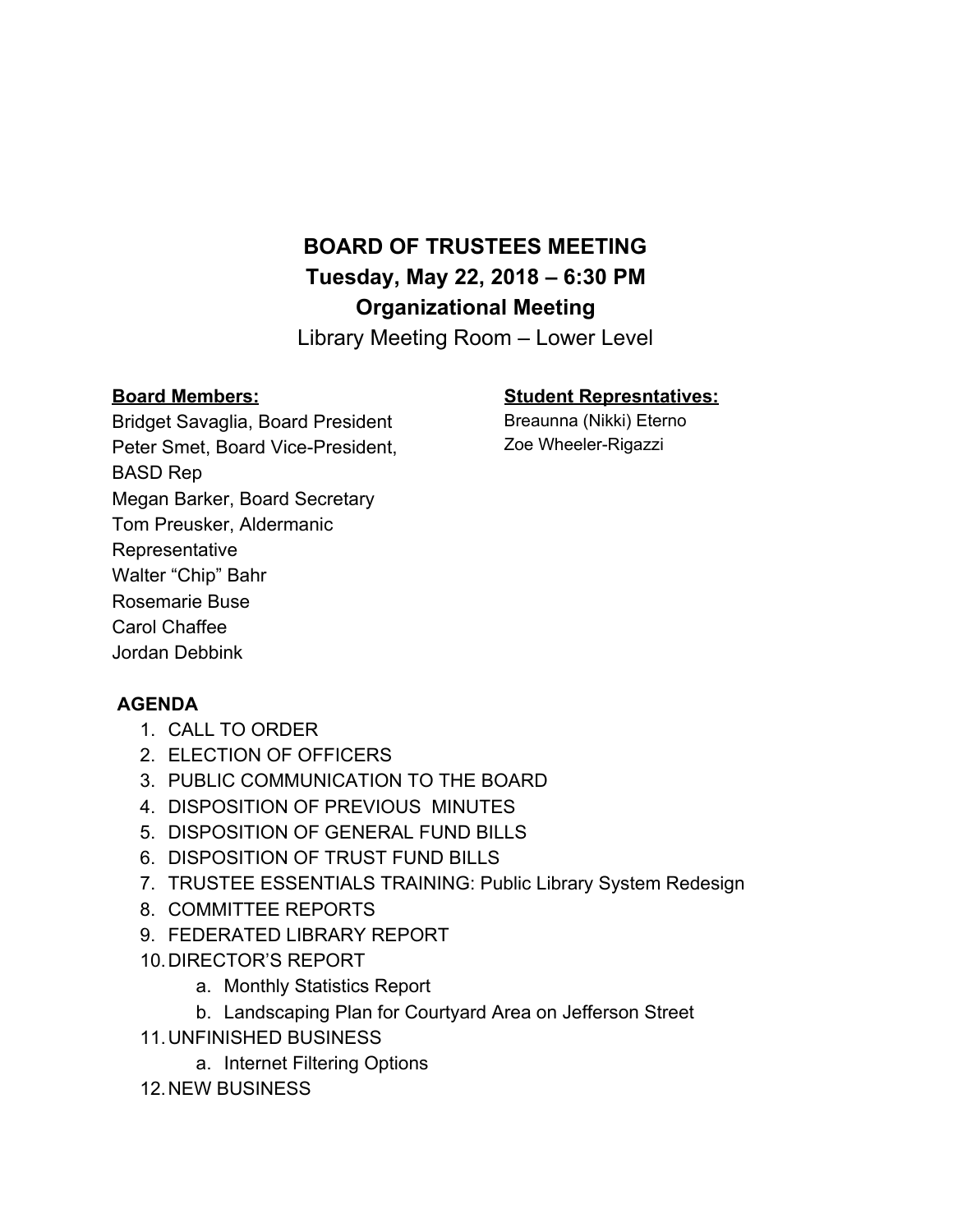# BOARD OF TRUSTEES MEETING

## Tuesday, May 22, 2018 – 6:30 PM

## Organizational Meeting

Library Meeting Room – Lower Level

**Board Members:**

Bridget Savaglia, Board President
Peter Smet, Board Vice-President, BASD Rep
Megan Barker, Board Secretary
Tom Preusker, Aldermanic Representative
Walter "Chip" Bahr
Rosemarie Buse
Carol Chaffee
Jordan Debbink

**Student Represntatives:**

Breaunna (Nikki) Eterno
Zoe Wheeler-Rigazzi

**AGENDA**

1. CALL TO ORDER
2. ELECTION OF OFFICERS
3. PUBLIC COMMUNICATION TO THE BOARD
4. DISPOSITION OF PREVIOUS MINUTES
5. DISPOSITION OF GENERAL FUND BILLS
6. DISPOSITION OF TRUST FUND BILLS
7. TRUSTEE ESSENTIALS TRAINING: Public Library System Redesign
8. COMMITTEE REPORTS
9. FEDERATED LIBRARY REPORT
10. DIRECTOR'S REPORT
    a. Monthly Statistics Report
    b. Landscaping Plan for Courtyard Area on Jefferson Street
11. UNFINISHED BUSINESS
    a. Internet Filtering Options
12. NEW BUSINESS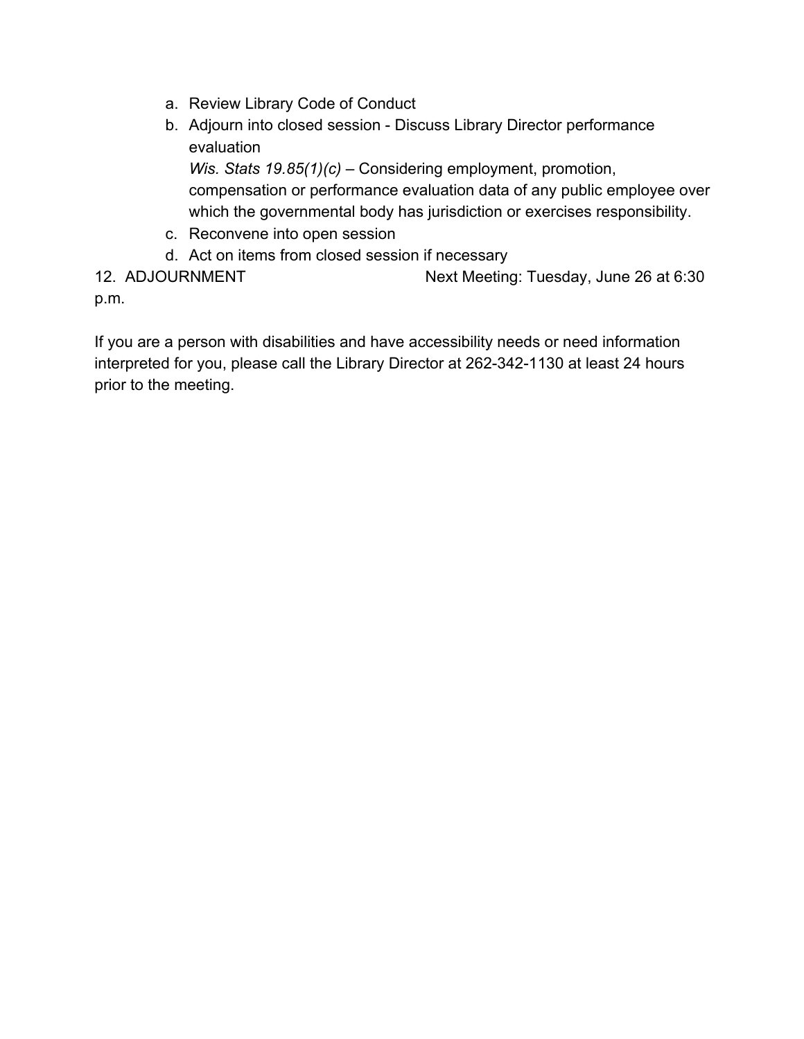a. Review Library Code of Conduct
b. Adjourn into closed session - Discuss Library Director performance evaluation
   *Wis. Stats 19.85(1)(c)* – Considering employment, promotion, compensation or performance evaluation data of any public employee over which the governmental body has jurisdiction or exercises responsibility.
c. Reconvene into open session
d. Act on items from closed session if necessary

12. ADJOURNMENT Next Meeting: Tuesday, June 26 at 6:30 p.m.

If you are a person with disabilities and have accessibility needs or need information interpreted for you, please call the Library Director at 262-342-1130 at least 24 hours prior to the meeting.